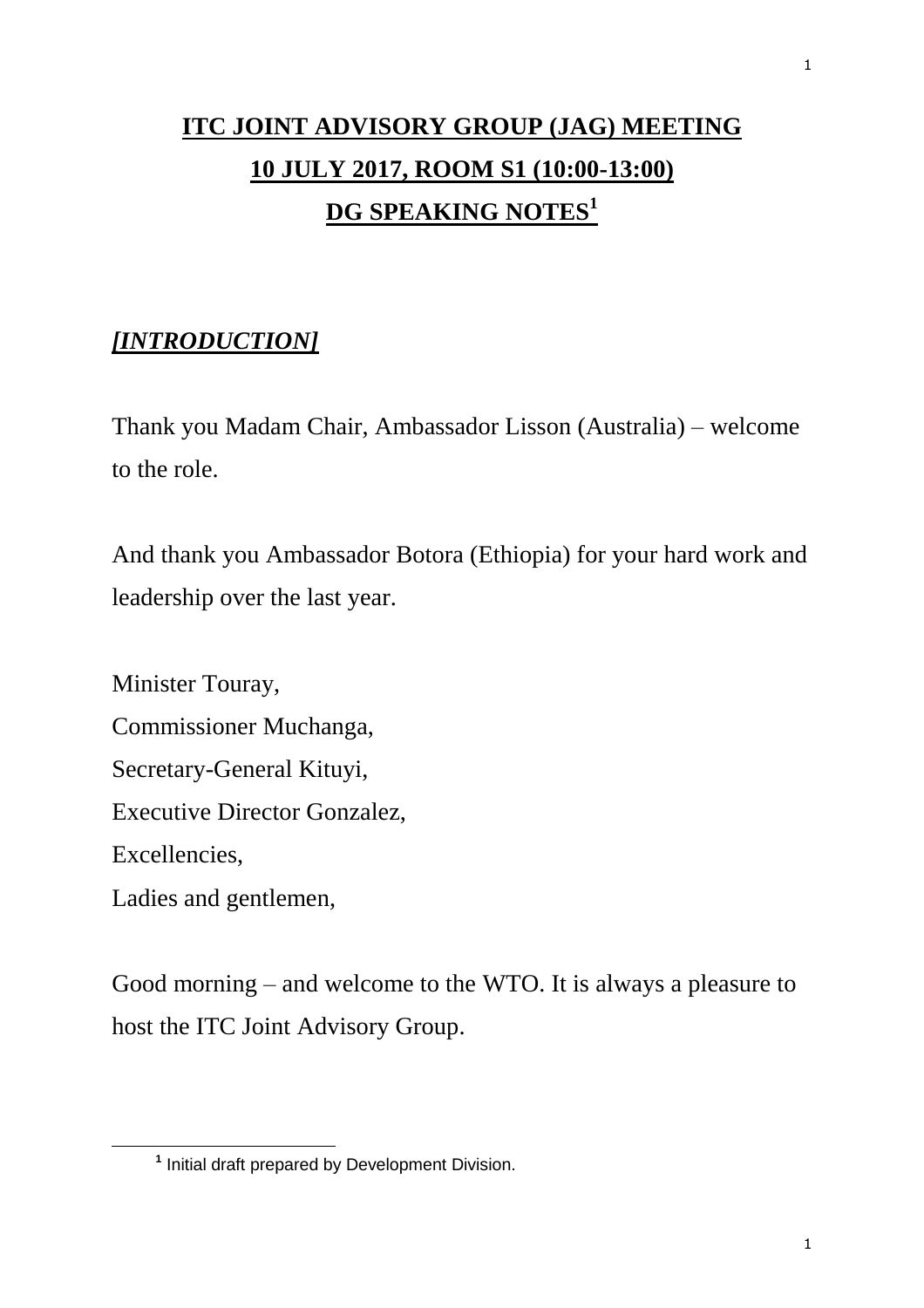# **ITC JOINT ADVISORY GROUP (JAG) MEETING**

## **10 JULY 2017, ROOM S1 (10:00-13:00)**

## **DG SPEAKING NOTES[1]**

***[INTRODUCTION]***

Thank you Madam Chair, Ambassador Lisson (Australia) – welcome to the role.

And thank you Ambassador Botora (Ethiopia) for your hard work and leadership over the last year.

Minister Touray,
Commissioner Muchanga,
Secretary-General Kituyi,
Executive Director Gonzalez,
Excellencies,
Ladies and gentlemen,

Good morning – and welcome to the WTO. It is always a pleasure to host the ITC Joint Advisory Group.

---

[1] Initial draft prepared by Development Division.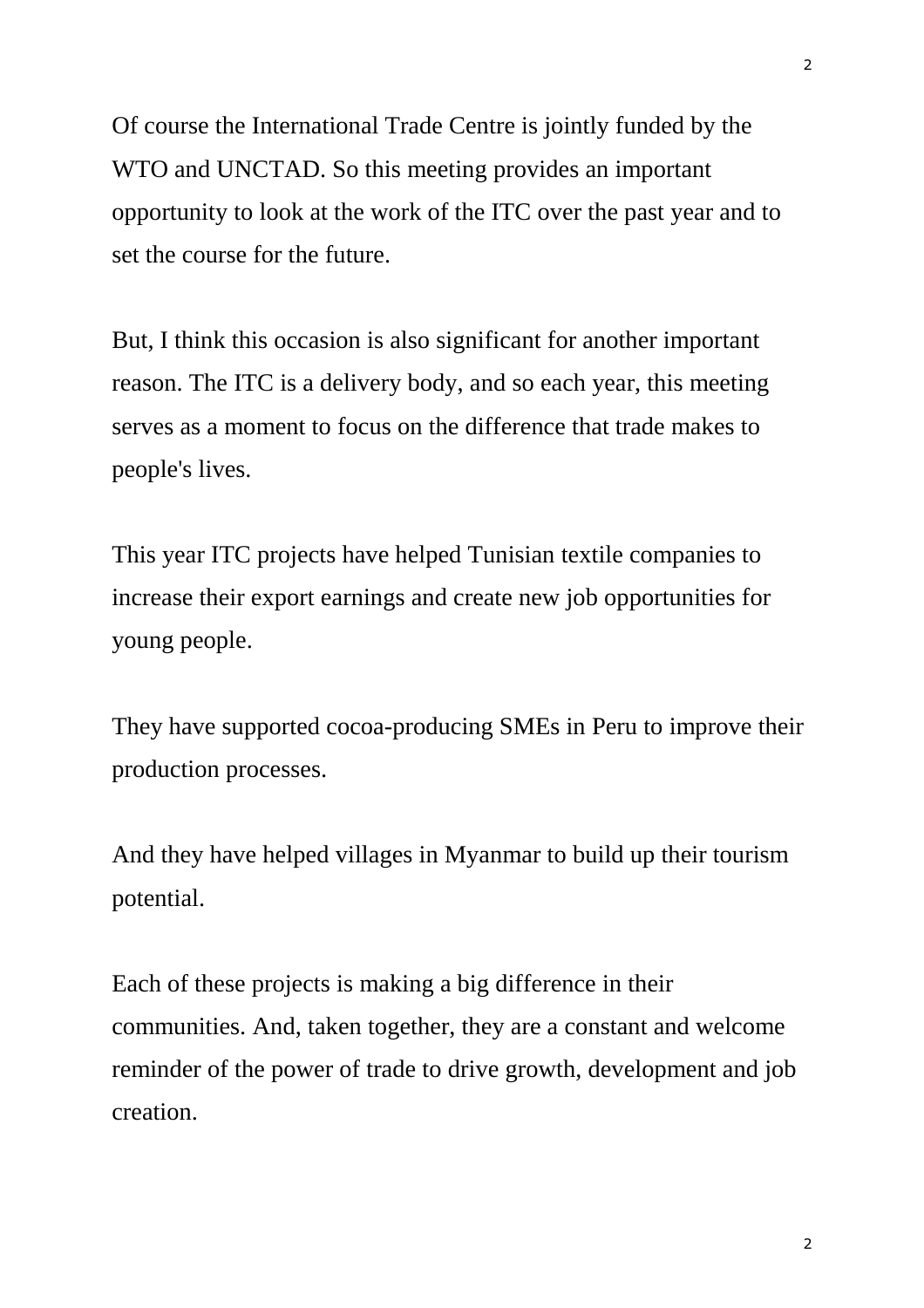Of course the International Trade Centre is jointly funded by the WTO and UNCTAD. So this meeting provides an important opportunity to look at the work of the ITC over the past year and to set the course for the future.

But, I think this occasion is also significant for another important reason. The ITC is a delivery body, and so each year, this meeting serves as a moment to focus on the difference that trade makes to people's lives.

This year ITC projects have helped Tunisian textile companies to increase their export earnings and create new job opportunities for young people.

They have supported cocoa-producing SMEs in Peru to improve their production processes.

And they have helped villages in Myanmar to build up their tourism potential.

Each of these projects is making a big difference in their communities. And, taken together, they are a constant and welcome reminder of the power of trade to drive growth, development and job creation.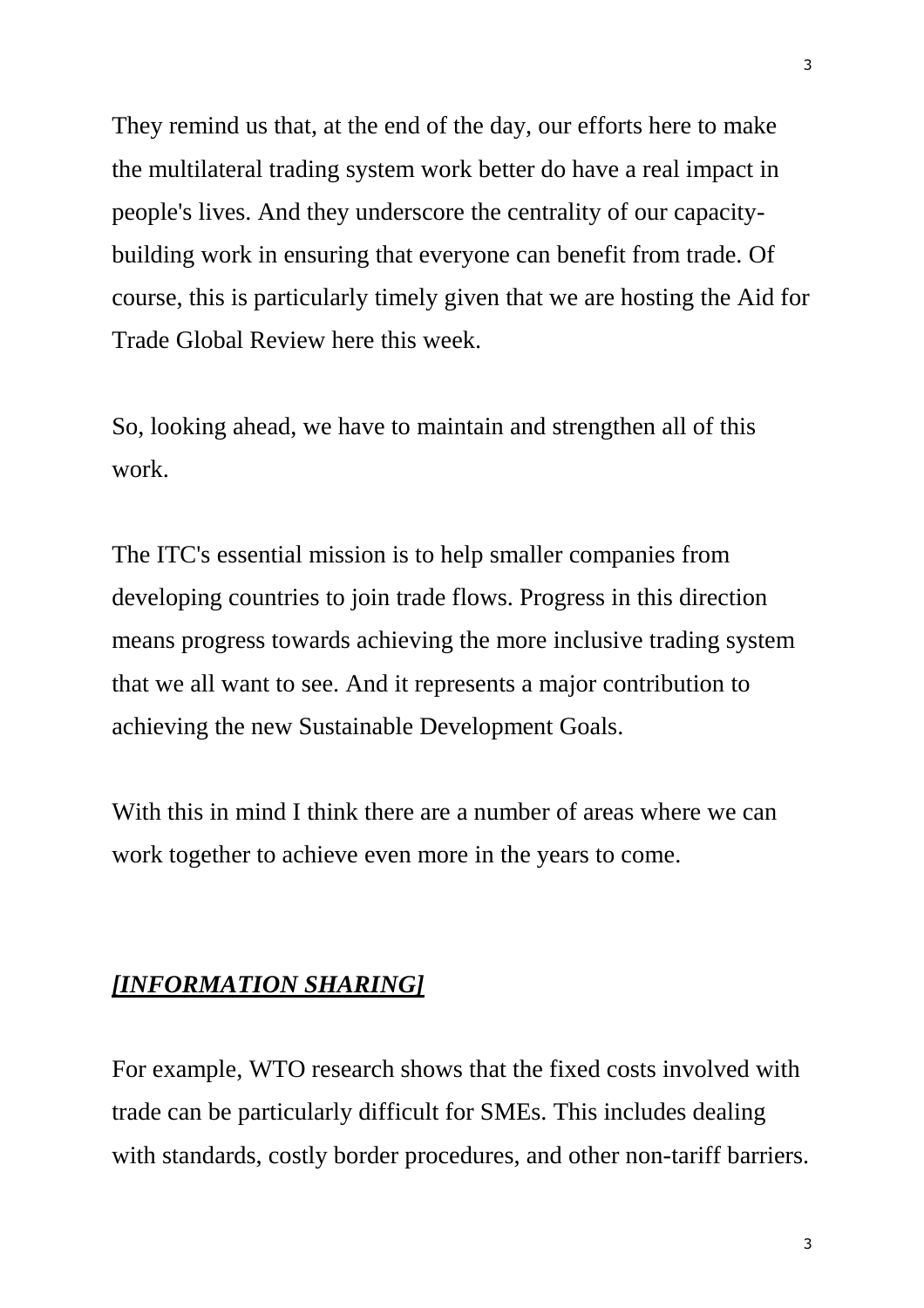They remind us that, at the end of the day, our efforts here to make the multilateral trading system work better do have a real impact in people's lives. And they underscore the centrality of our capacity-building work in ensuring that everyone can benefit from trade. Of course, this is particularly timely given that we are hosting the Aid for Trade Global Review here this week.

So, looking ahead, we have to maintain and strengthen all of this work.

The ITC's essential mission is to help smaller companies from developing countries to join trade flows. Progress in this direction means progress towards achieving the more inclusive trading system that we all want to see. And it represents a major contribution to achieving the new Sustainable Development Goals.

With this in mind I think there are a number of areas where we can work together to achieve even more in the years to come.

***[INFORMATION SHARING]***

For example, WTO research shows that the fixed costs involved with trade can be particularly difficult for SMEs. This includes dealing with standards, costly border procedures, and other non-tariff barriers.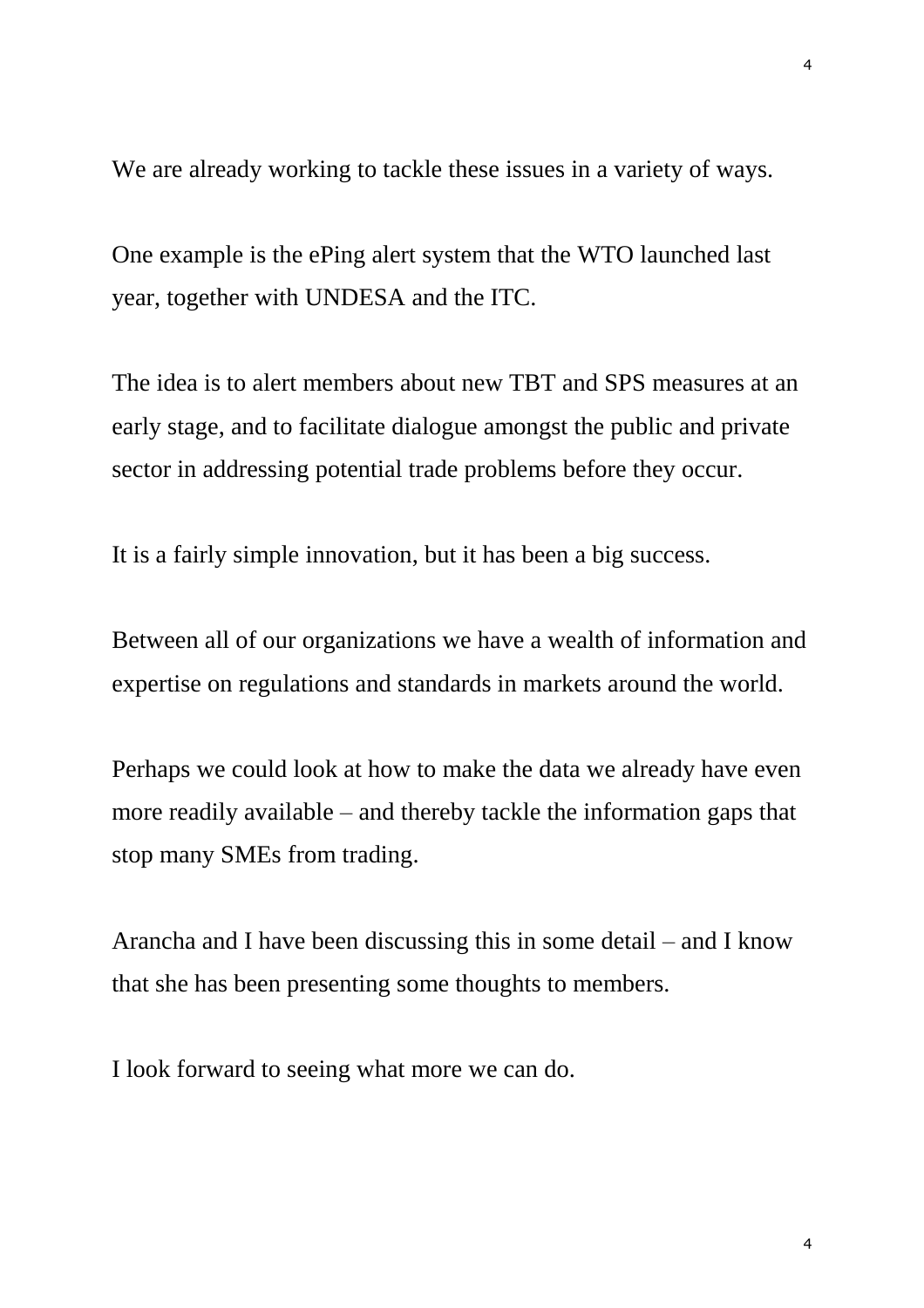We are already working to tackle these issues in a variety of ways.

One example is the ePing alert system that the WTO launched last year, together with UNDESA and the ITC.

The idea is to alert members about new TBT and SPS measures at an early stage, and to facilitate dialogue amongst the public and private sector in addressing potential trade problems before they occur.

It is a fairly simple innovation, but it has been a big success.

Between all of our organizations we have a wealth of information and expertise on regulations and standards in markets around the world.

Perhaps we could look at how to make the data we already have even more readily available – and thereby tackle the information gaps that stop many SMEs from trading.

Arancha and I have been discussing this in some detail – and I know that she has been presenting some thoughts to members.

I look forward to seeing what more we can do.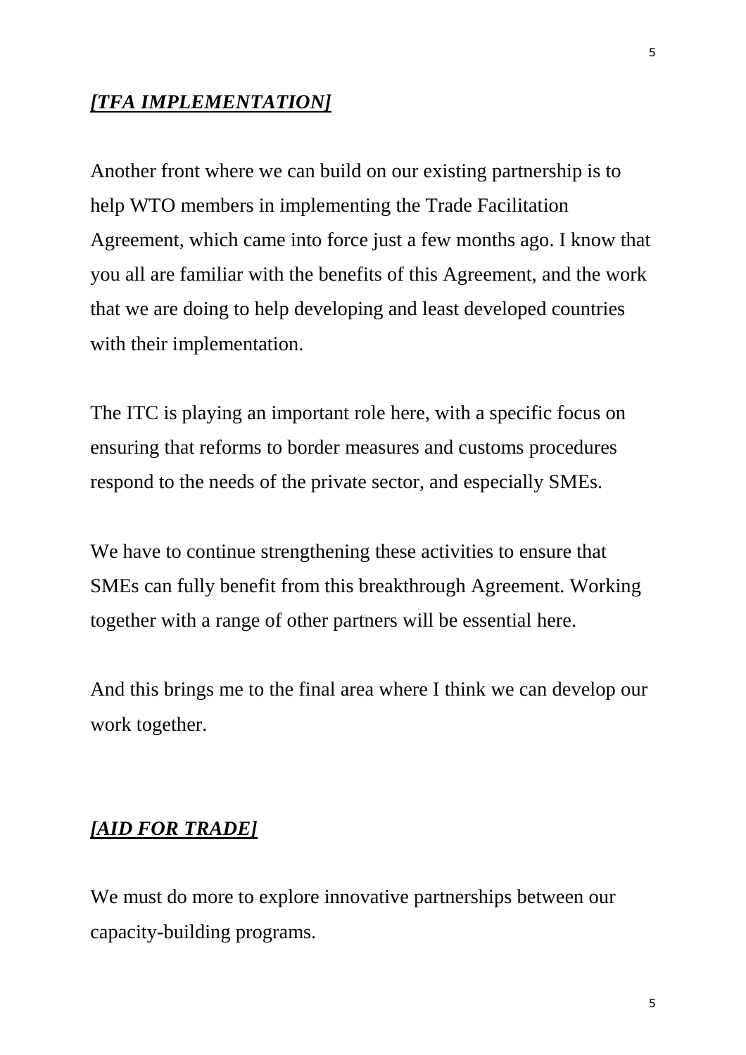***[TFA IMPLEMENTATION]***

Another front where we can build on our existing partnership is to help WTO members in implementing the Trade Facilitation Agreement, which came into force just a few months ago. I know that you all are familiar with the benefits of this Agreement, and the work that we are doing to help developing and least developed countries with their implementation.

The ITC is playing an important role here, with a specific focus on ensuring that reforms to border measures and customs procedures respond to the needs of the private sector, and especially SMEs.

We have to continue strengthening these activities to ensure that SMEs can fully benefit from this breakthrough Agreement. Working together with a range of other partners will be essential here.

And this brings me to the final area where I think we can develop our work together.

***[AID FOR TRADE]***

We must do more to explore innovative partnerships between our capacity-building programs.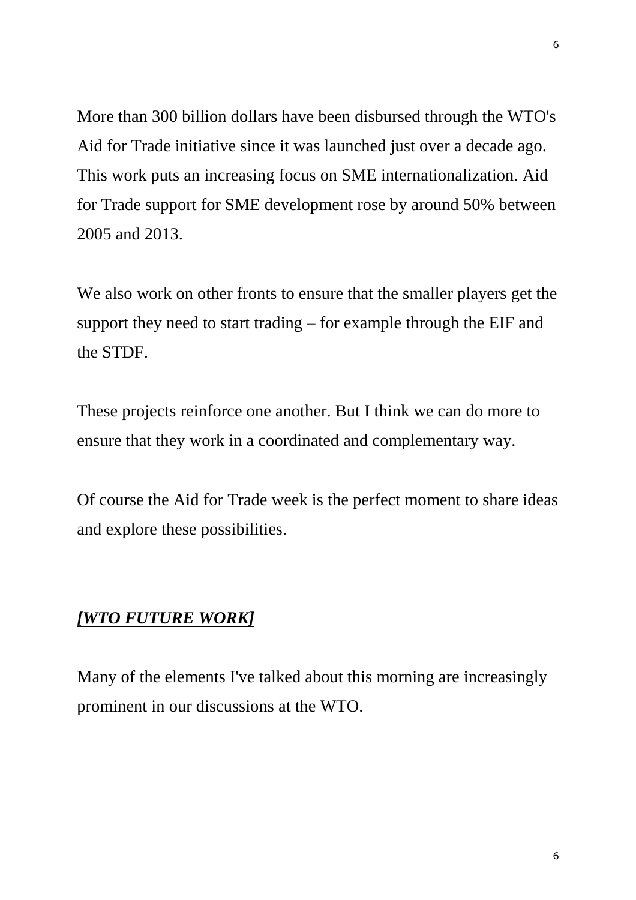More than 300 billion dollars have been disbursed through the WTO's Aid for Trade initiative since it was launched just over a decade ago. This work puts an increasing focus on SME internationalization. Aid for Trade support for SME development rose by around 50% between 2005 and 2013.

We also work on other fronts to ensure that the smaller players get the support they need to start trading – for example through the EIF and the STDF.

These projects reinforce one another. But I think we can do more to ensure that they work in a coordinated and complementary way.

Of course the Aid for Trade week is the perfect moment to share ideas and explore these possibilities.

***[WTO FUTURE WORK]***

Many of the elements I've talked about this morning are increasingly prominent in our discussions at the WTO.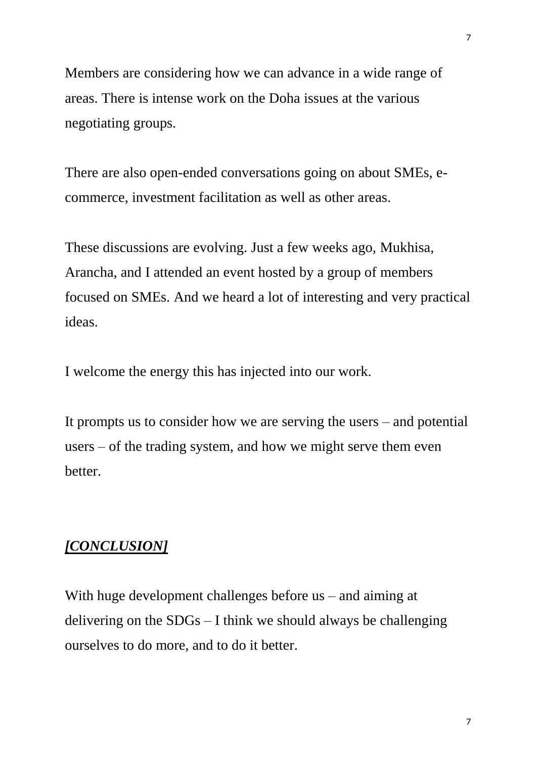Members are considering how we can advance in a wide range of areas. There is intense work on the Doha issues at the various negotiating groups.

There are also open-ended conversations going on about SMEs, e-commerce, investment facilitation as well as other areas.

These discussions are evolving. Just a few weeks ago, Mukhisa, Arancha, and I attended an event hosted by a group of members focused on SMEs. And we heard a lot of interesting and very practical ideas.

I welcome the energy this has injected into our work.

It prompts us to consider how we are serving the users – and potential users – of the trading system, and how we might serve them even better.

***[CONCLUSION]***

With huge development challenges before us – and aiming at delivering on the SDGs – I think we should always be challenging ourselves to do more, and to do it better.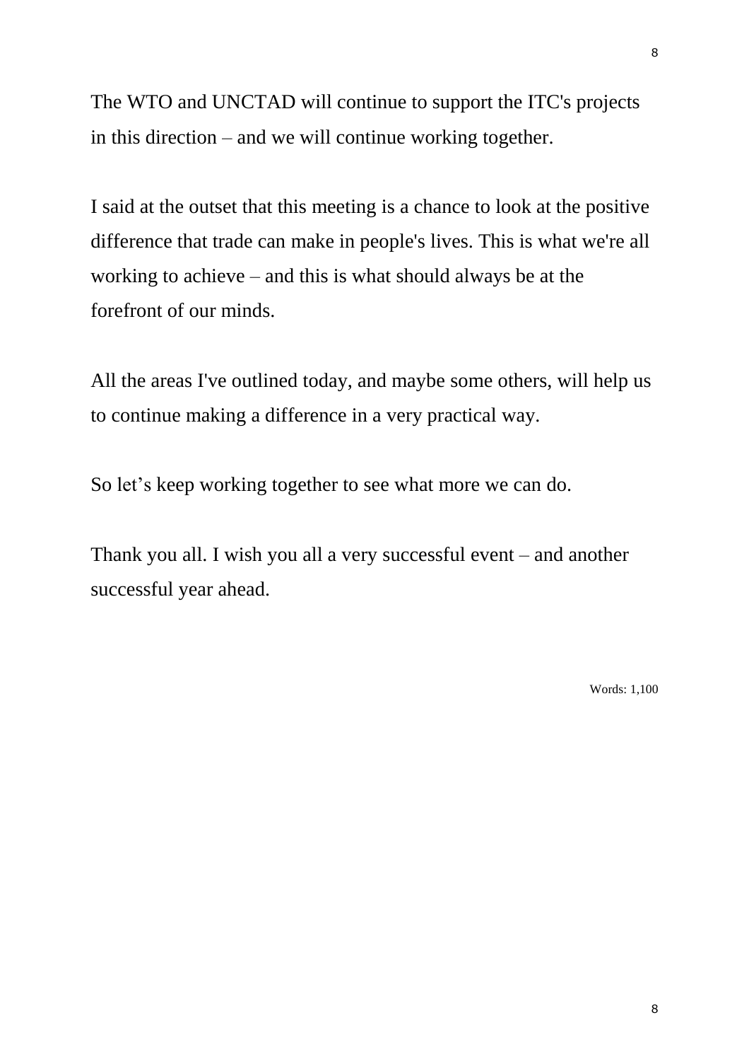The WTO and UNCTAD will continue to support the ITC's projects in this direction – and we will continue working together.

I said at the outset that this meeting is a chance to look at the positive difference that trade can make in people's lives. This is what we're all working to achieve – and this is what should always be at the forefront of our minds.

All the areas I've outlined today, and maybe some others, will help us to continue making a difference in a very practical way.

So let's keep working together to see what more we can do.

Thank you all. I wish you all a very successful event – and another successful year ahead.

Words: 1,100